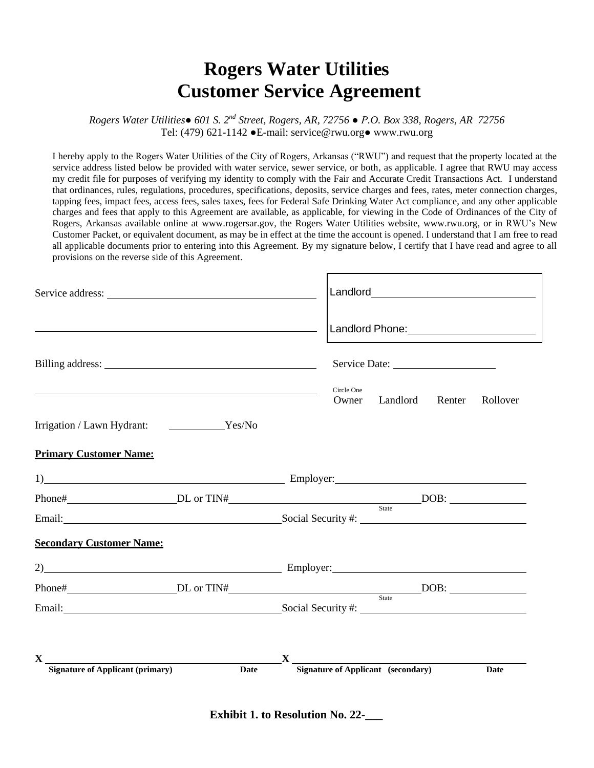# Rogers Water Utilities
# Customer Service Agreement

*Rogers Water Utilities● 601 S. 2nd Street, Rogers, AR, 72756 ● P.O. Box 338, Rogers, AR 72756*
Tel: (479) 621-1142 ●E-mail: service@rwu.org● www.rwu.org

I hereby apply to the Rogers Water Utilities of the City of Rogers, Arkansas ("RWU") and request that the property located at the service address listed below be provided with water service, sewer service, or both, as applicable. I agree that RWU may access my credit file for purposes of verifying my identity to comply with the Fair and Accurate Credit Transactions Act. I understand that ordinances, rules, regulations, procedures, specifications, deposits, service charges and fees, rates, meter connection charges, tapping fees, impact fees, access fees, sales taxes, fees for Federal Safe Drinking Water Act compliance, and any other applicable charges and fees that apply to this Agreement are available, as applicable, for viewing in the Code of Ordinances of the City of Rogers, Arkansas available online at www.rogersar.gov, the Rogers Water Utilities website, www.rwu.org, or in RWU's New Customer Packet, or equivalent document, as may be in effect at the time the account is opened. I understand that I am free to read all applicable documents prior to entering into this Agreement. By my signature below, I certify that I have read and agree to all provisions on the reverse side of this Agreement.

Service address: ______________________________________

______________________________________________________

Landlord ______________________________

Landlord Phone: ______________________

Billing address: ______________________________________

______________________________________________________

Service Date: ____________________

Circle One
Owner  Landlord  Renter  Rollover

Irrigation / Lawn Hydrant: __________Yes/No

**Primary Customer Name:**

1) ______________________________________________ Employer: ______________________________________

Phone# ____________________ DL or TIN# ________________________________ State DOB: ______________

Email: ________________________________________ Social Security #: ______________________________

**Secondary Customer Name:**

2) ______________________________________________ Employer: ______________________________________

Phone# ____________________ DL or TIN# ________________________________ State DOB: ______________

Email: ________________________________________ Social Security #: ______________________________

X ______________________________________________ X ______________________________________________
**Signature of Applicant (primary)** **Date** **Signature of Applicant (secondary)** **Date**

**Exhibit 1. to Resolution No. 22-___**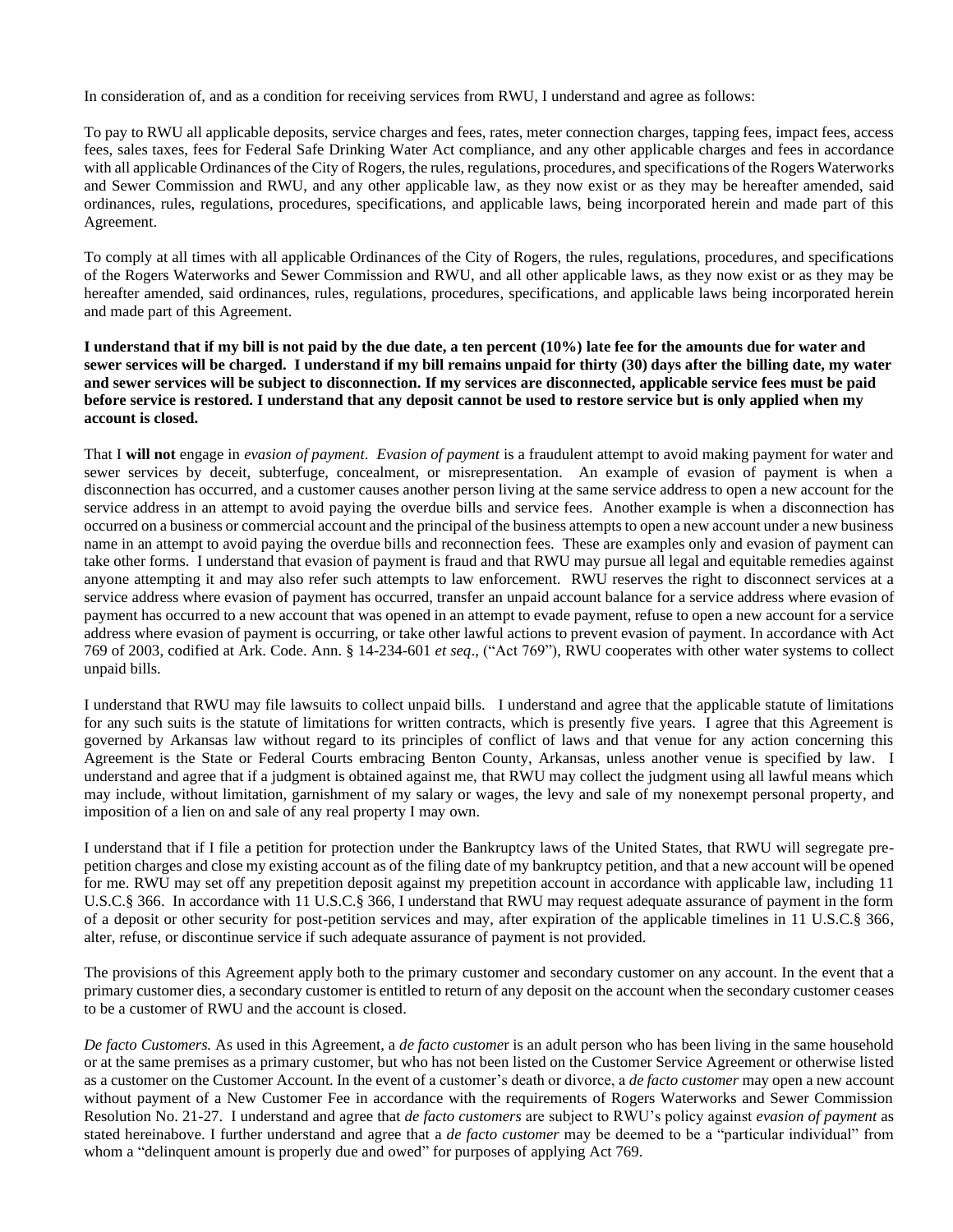In consideration of, and as a condition for receiving services from RWU, I understand and agree as follows:

To pay to RWU all applicable deposits, service charges and fees, rates, meter connection charges, tapping fees, impact fees, access fees, sales taxes, fees for Federal Safe Drinking Water Act compliance, and any other applicable charges and fees in accordance with all applicable Ordinances of the City of Rogers, the rules, regulations, procedures, and specifications of the Rogers Waterworks and Sewer Commission and RWU, and any other applicable law, as they now exist or as they may be hereafter amended, said ordinances, rules, regulations, procedures, specifications, and applicable laws, being incorporated herein and made part of this Agreement.

To comply at all times with all applicable Ordinances of the City of Rogers, the rules, regulations, procedures, and specifications of the Rogers Waterworks and Sewer Commission and RWU, and all other applicable laws, as they now exist or as they may be hereafter amended, said ordinances, rules, regulations, procedures, specifications, and applicable laws being incorporated herein and made part of this Agreement.

**I understand that if my bill is not paid by the due date, a ten percent (10%) late fee for the amounts due for water and sewer services will be charged. I understand if my bill remains unpaid for thirty (30) days after the billing date, my water and sewer services will be subject to disconnection. If my services are disconnected, applicable service fees must be paid before service is restored. I understand that any deposit cannot be used to restore service but is only applied when my account is closed.**

That I **will not** engage in *evasion of payment*. *Evasion of payment* is a fraudulent attempt to avoid making payment for water and sewer services by deceit, subterfuge, concealment, or misrepresentation. An example of evasion of payment is when a disconnection has occurred, and a customer causes another person living at the same service address to open a new account for the service address in an attempt to avoid paying the overdue bills and service fees. Another example is when a disconnection has occurred on a business or commercial account and the principal of the business attempts to open a new account under a new business name in an attempt to avoid paying the overdue bills and reconnection fees. These are examples only and evasion of payment can take other forms. I understand that evasion of payment is fraud and that RWU may pursue all legal and equitable remedies against anyone attempting it and may also refer such attempts to law enforcement. RWU reserves the right to disconnect services at a service address where evasion of payment has occurred, transfer an unpaid account balance for a service address where evasion of payment has occurred to a new account that was opened in an attempt to evade payment, refuse to open a new account for a service address where evasion of payment is occurring, or take other lawful actions to prevent evasion of payment. In accordance with Act 769 of 2003, codified at Ark. Code. Ann. § 14-234-601 *et seq*., ("Act 769"), RWU cooperates with other water systems to collect unpaid bills.

I understand that RWU may file lawsuits to collect unpaid bills. I understand and agree that the applicable statute of limitations for any such suits is the statute of limitations for written contracts, which is presently five years. I agree that this Agreement is governed by Arkansas law without regard to its principles of conflict of laws and that venue for any action concerning this Agreement is the State or Federal Courts embracing Benton County, Arkansas, unless another venue is specified by law. I understand and agree that if a judgment is obtained against me, that RWU may collect the judgment using all lawful means which may include, without limitation, garnishment of my salary or wages, the levy and sale of my nonexempt personal property, and imposition of a lien on and sale of any real property I may own.

I understand that if I file a petition for protection under the Bankruptcy laws of the United States, that RWU will segregate pre-petition charges and close my existing account as of the filing date of my bankruptcy petition, and that a new account will be opened for me. RWU may set off any prepetition deposit against my prepetition account in accordance with applicable law, including 11 U.S.C.§ 366. In accordance with 11 U.S.C.§ 366, I understand that RWU may request adequate assurance of payment in the form of a deposit or other security for post-petition services and may, after expiration of the applicable timelines in 11 U.S.C.§ 366, alter, refuse, or discontinue service if such adequate assurance of payment is not provided.

The provisions of this Agreement apply both to the primary customer and secondary customer on any account. In the event that a primary customer dies, a secondary customer is entitled to return of any deposit on the account when the secondary customer ceases to be a customer of RWU and the account is closed.

*De facto Customers.* As used in this Agreement, a *de facto customer* is an adult person who has been living in the same household or at the same premises as a primary customer, but who has not been listed on the Customer Service Agreement or otherwise listed as a customer on the Customer Account. In the event of a customer's death or divorce, a *de facto customer* may open a new account without payment of a New Customer Fee in accordance with the requirements of Rogers Waterworks and Sewer Commission Resolution No. 21-27. I understand and agree that *de facto customers* are subject to RWU's policy against *evasion of payment* as stated hereinabove. I further understand and agree that a *de facto customer* may be deemed to be a "particular individual" from whom a "delinquent amount is properly due and owed" for purposes of applying Act 769.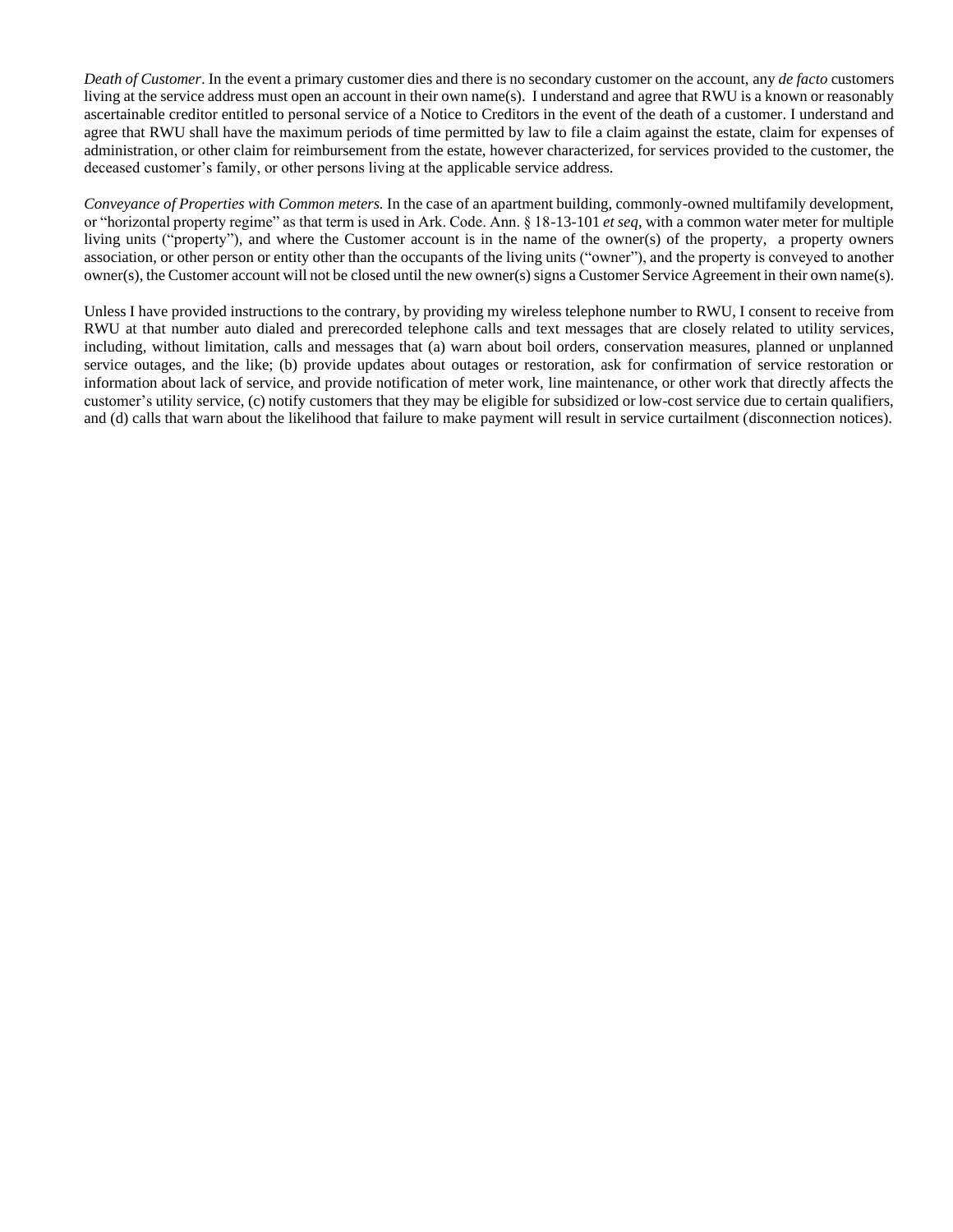*Death of Customer*. In the event a primary customer dies and there is no secondary customer on the account, any *de facto* customers living at the service address must open an account in their own name(s). I understand and agree that RWU is a known or reasonably ascertainable creditor entitled to personal service of a Notice to Creditors in the event of the death of a customer. I understand and agree that RWU shall have the maximum periods of time permitted by law to file a claim against the estate, claim for expenses of administration, or other claim for reimbursement from the estate, however characterized, for services provided to the customer, the deceased customer's family, or other persons living at the applicable service address.

*Conveyance of Properties with Common meters.* In the case of an apartment building, commonly-owned multifamily development, or "horizontal property regime" as that term is used in Ark. Code. Ann. § 18-13-101 *et seq*, with a common water meter for multiple living units ("property"), and where the Customer account is in the name of the owner(s) of the property, a property owners association, or other person or entity other than the occupants of the living units ("owner"), and the property is conveyed to another owner(s), the Customer account will not be closed until the new owner(s) signs a Customer Service Agreement in their own name(s).

Unless I have provided instructions to the contrary, by providing my wireless telephone number to RWU, I consent to receive from RWU at that number auto dialed and prerecorded telephone calls and text messages that are closely related to utility services, including, without limitation, calls and messages that (a) warn about boil orders, conservation measures, planned or unplanned service outages, and the like; (b) provide updates about outages or restoration, ask for confirmation of service restoration or information about lack of service, and provide notification of meter work, line maintenance, or other work that directly affects the customer's utility service, (c) notify customers that they may be eligible for subsidized or low-cost service due to certain qualifiers, and (d) calls that warn about the likelihood that failure to make payment will result in service curtailment (disconnection notices).